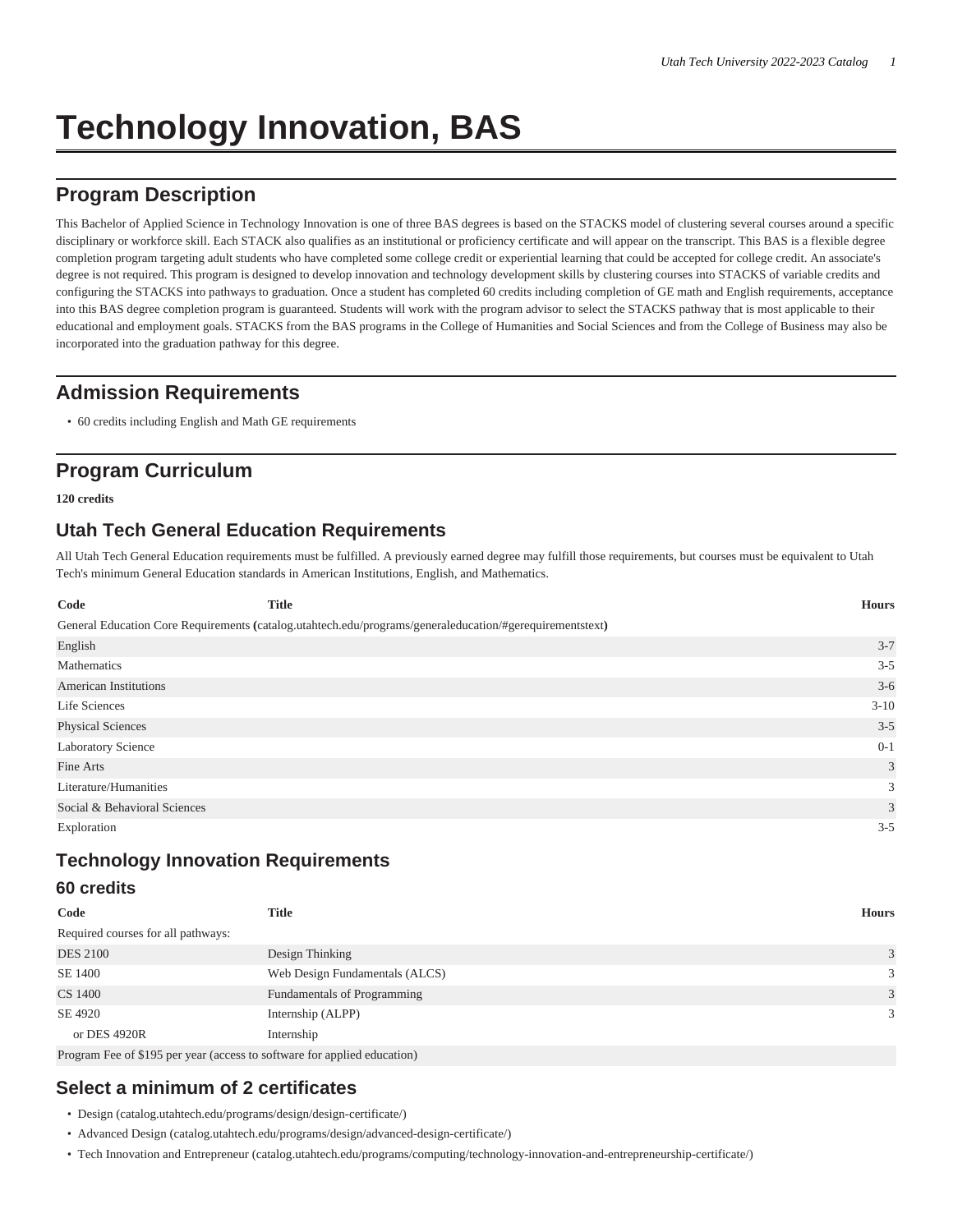# Technology Innovation, BAS

## Program Description

This Bachelor of Applied Science in Technology Innovation is one of three BAS degrees is based on the STACKS model of clustering several courses around a specific disciplinary or workforce skill. Each STACK also qualifies as an institutional or proficiency certificate and will appear on the transcript. This BAS is a flexible degree completion program targeting adult students who have completed some college credit or experiential learning that could be accepted for college credit. An associate's degree is not required. This program is designed to develop innovation and technology development skills by clustering courses into STACKS of variable credits and configuring the STACKS into pathways to graduation. Once a student has completed 60 credits including completion of GE math and English requirements, acceptance into this BAS degree completion program is guaranteed. Students will work with the program advisor to select the STACKS pathway that is most applicable to their educational and employment goals. STACKS from the BAS programs in the College of Humanities and Social Sciences and from the College of Business may also be incorporated into the graduation pathway for this degree.

## Admission Requirements

- 60 credits including English and Math GE requirements

## Program Curriculum

**120 credits**

### Utah Tech General Education Requirements

All Utah Tech General Education requirements must be fulfilled. A previously earned degree may fulfill those requirements, but courses must be equivalent to Utah Tech's minimum General Education standards in American Institutions, English, and Mathematics.

| Code | Title | Hours |
|---|---|---|
| General Education Core Requirements (catalog.utahtech.edu/programs/generaleducation/#gerequirementstext) | | |
| English | | 3-7 |
| Mathematics | | 3-5 |
| American Institutions | | 3-6 |
| Life Sciences | | 3-10 |
| Physical Sciences | | 3-5 |
| Laboratory Science | | 0-1 |
| Fine Arts | | 3 |
| Literature/Humanities | | 3 |
| Social & Behavioral Sciences | | 3 |
| Exploration | | 3-5 |

### Technology Innovation Requirements

### 60 credits

| Code | Title | Hours |
|---|---|---|
| Required courses for all pathways: | | |
| DES 2100 | Design Thinking | 3 |
| SE 1400 | Web Design Fundamentals (ALCS) | 3 |
| CS 1400 | Fundamentals of Programming | 3 |
| SE 4920 | Internship (ALPP) | 3 |
| or DES 4920R | Internship | |
| Program Fee of $195 per year (access to software for applied education) | | |

### Select a minimum of 2 certificates

- Design (catalog.utahtech.edu/programs/design/design-certificate/)
- Advanced Design (catalog.utahtech.edu/programs/design/advanced-design-certificate/)
- Tech Innovation and Entrepreneur (catalog.utahtech.edu/programs/computing/technology-innovation-and-entrepreneurship-certificate/)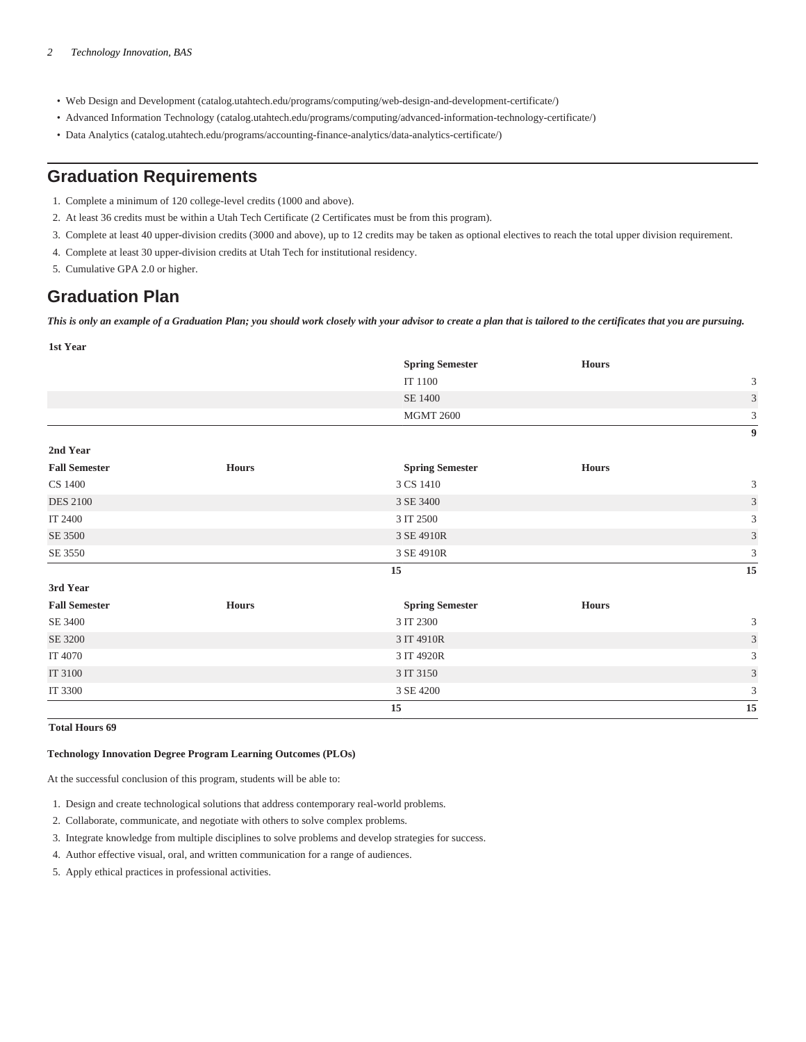- Web Design and Development (catalog.utahtech.edu/programs/computing/web-design-and-development-certificate/)
- Advanced Information Technology (catalog.utahtech.edu/programs/computing/advanced-information-technology-certificate/)
- Data Analytics (catalog.utahtech.edu/programs/accounting-finance-analytics/data-analytics-certificate/)

## Graduation Requirements

1. Complete a minimum of 120 college-level credits (1000 and above).
2. At least 36 credits must be within a Utah Tech Certificate (2 Certificates must be from this program).
3. Complete at least 40 upper-division credits (3000 and above), up to 12 credits may be taken as optional electives to reach the total upper division requirement.
4. Complete at least 30 upper-division credits at Utah Tech for institutional residency.
5. Cumulative GPA 2.0 or higher.

## Graduation Plan

***This is only an example of a Graduation Plan; you should work closely with your advisor to create a plan that is tailored to the certificates that you are pursuing.***

**1st Year**

| | | | |
|---|---|---|---|
| | | **Spring Semester** | **Hours** |
| | | IT 1100 | 3 |
| | | SE 1400 | 3 |
| | | MGMT 2600 | 3 |
| | | | **9** |

**2nd Year**

| **Fall Semester** | **Hours** | **Spring Semester** | **Hours** |
|---|---|---|---|
| CS 1400 | 3 | CS 1410 | 3 |
| DES 2100 | 3 | SE 3400 | 3 |
| IT 2400 | 3 | IT 2500 | 3 |
| SE 3500 | 3 | SE 4910R | 3 |
| SE 3550 | 3 | SE 4910R | 3 |
| | **15** | | **15** |

**3rd Year**

| **Fall Semester** | **Hours** | **Spring Semester** | **Hours** |
|---|---|---|---|
| SE 3400 | 3 | IT 2300 | 3 |
| SE 3200 | 3 | IT 4910R | 3 |
| IT 4070 | 3 | IT 4920R | 3 |
| IT 3100 | 3 | IT 3150 | 3 |
| IT 3300 | 3 | SE 4200 | 3 |
| | **15** | | **15** |

**Total Hours 69**

**Technology Innovation Degree Program Learning Outcomes (PLOs)**

At the successful conclusion of this program, students will be able to:

1. Design and create technological solutions that address contemporary real-world problems.
2. Collaborate, communicate, and negotiate with others to solve complex problems.
3. Integrate knowledge from multiple disciplines to solve problems and develop strategies for success.
4. Author effective visual, oral, and written communication for a range of audiences.
5. Apply ethical practices in professional activities.